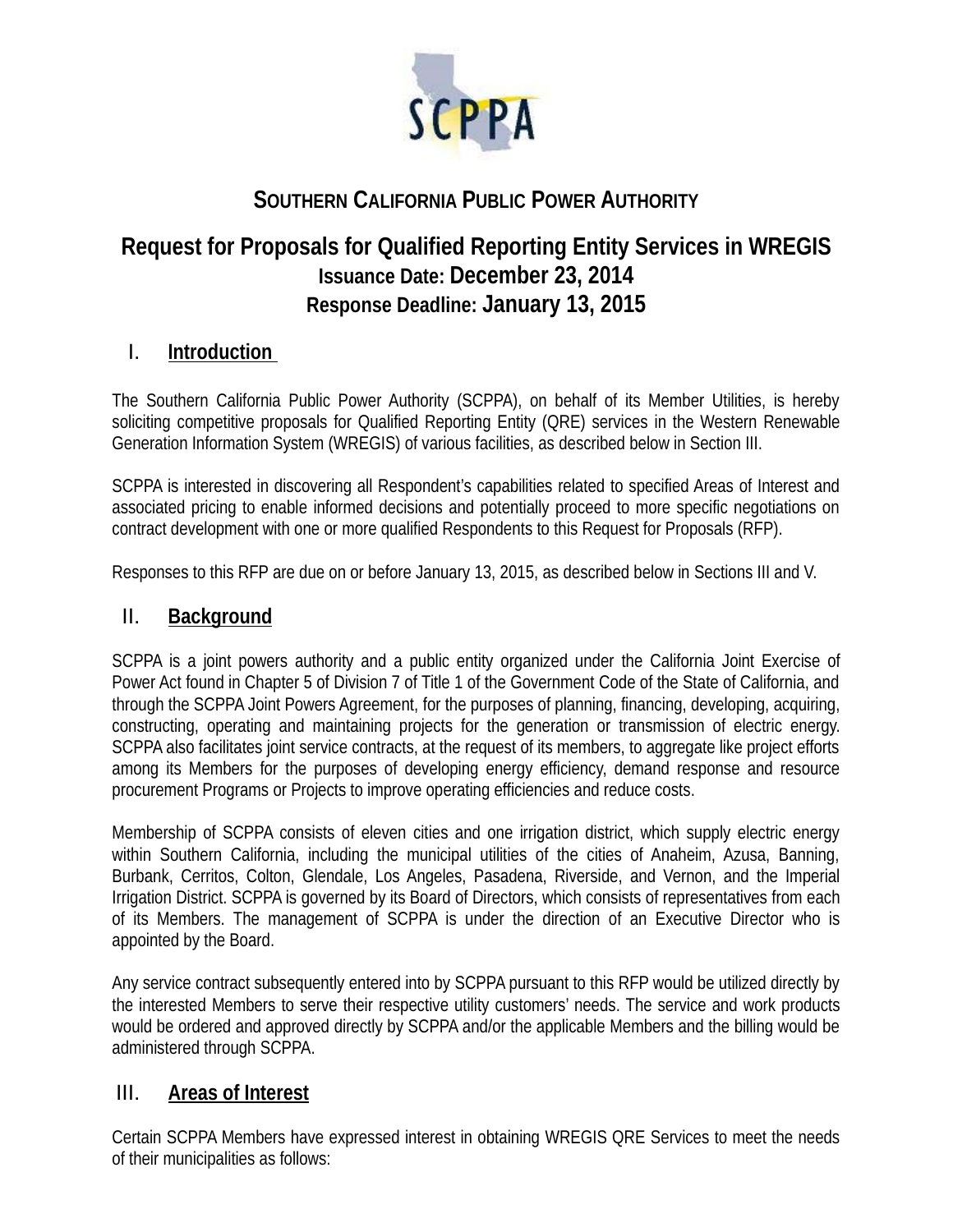# SOUTHERN CALIFORNIA PUBLIC POWER AUTHORITY

## Request for Proposals for Qualified Reporting Entity Services in WREGIS

**Issuance Date: December 23, 2014**

**Response Deadline: January 13, 2015**

## I. Introduction

The Southern California Public Power Authority (SCPPA), on behalf of its Member Utilities, is hereby soliciting competitive proposals for Qualified Reporting Entity (QRE) services in the Western Renewable Generation Information System (WREGIS) of various facilities, as described below in Section III.

SCPPA is interested in discovering all Respondent's capabilities related to specified Areas of Interest and associated pricing to enable informed decisions and potentially proceed to more specific negotiations on contract development with one or more qualified Respondents to this Request for Proposals (RFP).

Responses to this RFP are due on or before January 13, 2015, as described below in Sections III and V.

## II. Background

SCPPA is a joint powers authority and a public entity organized under the California Joint Exercise of Power Act found in Chapter 5 of Division 7 of Title 1 of the Government Code of the State of California, and through the SCPPA Joint Powers Agreement, for the purposes of planning, financing, developing, acquiring, constructing, operating and maintaining projects for the generation or transmission of electric energy. SCPPA also facilitates joint service contracts, at the request of its members, to aggregate like project efforts among its Members for the purposes of developing energy efficiency, demand response and resource procurement Programs or Projects to improve operating efficiencies and reduce costs.

Membership of SCPPA consists of eleven cities and one irrigation district, which supply electric energy within Southern California, including the municipal utilities of the cities of Anaheim, Azusa, Banning, Burbank, Cerritos, Colton, Glendale, Los Angeles, Pasadena, Riverside, and Vernon, and the Imperial Irrigation District. SCPPA is governed by its Board of Directors, which consists of representatives from each of its Members. The management of SCPPA is under the direction of an Executive Director who is appointed by the Board.

Any service contract subsequently entered into by SCPPA pursuant to this RFP would be utilized directly by the interested Members to serve their respective utility customers' needs. The service and work products would be ordered and approved directly by SCPPA and/or the applicable Members and the billing would be administered through SCPPA.

## III. Areas of Interest

Certain SCPPA Members have expressed interest in obtaining WREGIS QRE Services to meet the needs of their municipalities as follows: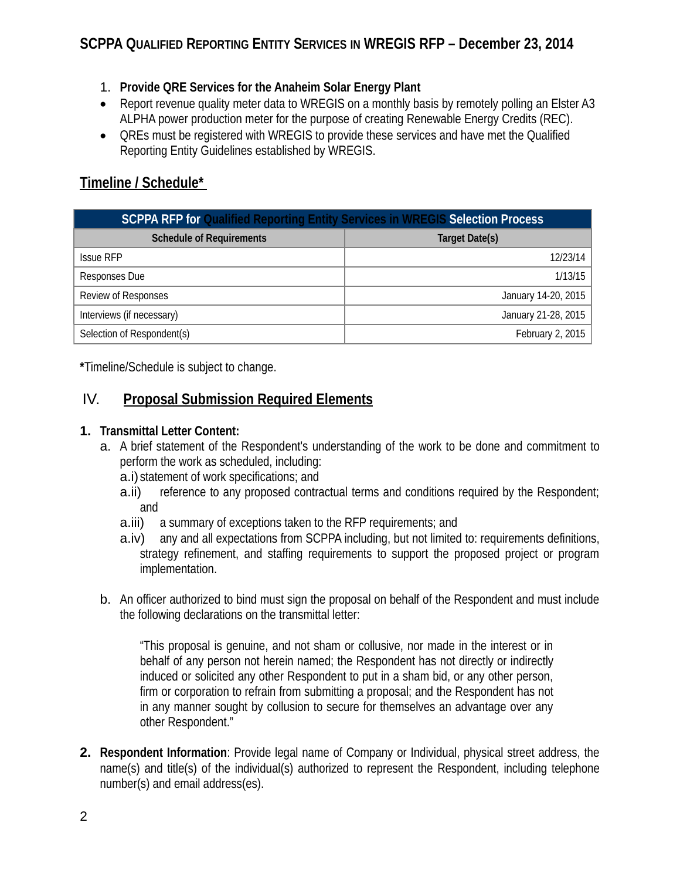1. **Provide QRE Services for the Anaheim Solar Energy Plant**

- Report revenue quality meter data to WREGIS on a monthly basis by remotely polling an Elster A3 ALPHA power production meter for the purpose of creating Renewable Energy Credits (REC).
- QREs must be registered with WREGIS to provide these services and have met the Qualified Reporting Entity Guidelines established by WREGIS.

## Timeline / Schedule*

| SCPPA RFP for Qualified Reporting Entity Services in WREGIS Selection Process | |
|---|---|
| **Schedule of Requirements** | **Target Date(s)** |
| Issue RFP | 12/23/14 |
| Responses Due | 1/13/15 |
| Review of Responses | January 14-20, 2015 |
| Interviews (if necessary) | January 21-28, 2015 |
| Selection of Respondent(s) | February 2, 2015 |

***Timeline/Schedule is subject to change.

## IV. Proposal Submission Required Elements

**1. Transmittal Letter Content:**

a. A brief statement of the Respondent's understanding of the work to be done and commitment to perform the work as scheduled, including:

a.i) statement of work specifications; and

a.ii) reference to any proposed contractual terms and conditions required by the Respondent; and

a.iii) a summary of exceptions taken to the RFP requirements; and

a.iv) any and all expectations from SCPPA including, but not limited to: requirements definitions, strategy refinement, and staffing requirements to support the proposed project or program implementation.

b. An officer authorized to bind must sign the proposal on behalf of the Respondent and must include the following declarations on the transmittal letter:

> "This proposal is genuine, and not sham or collusive, nor made in the interest or in behalf of any person not herein named; the Respondent has not directly or indirectly induced or solicited any other Respondent to put in a sham bid, or any other person, firm or corporation to refrain from submitting a proposal; and the Respondent has not in any manner sought by collusion to secure for themselves an advantage over any other Respondent."

**2. Respondent Information**: Provide legal name of Company or Individual, physical street address, the name(s) and title(s) of the individual(s) authorized to represent the Respondent, including telephone number(s) and email address(es).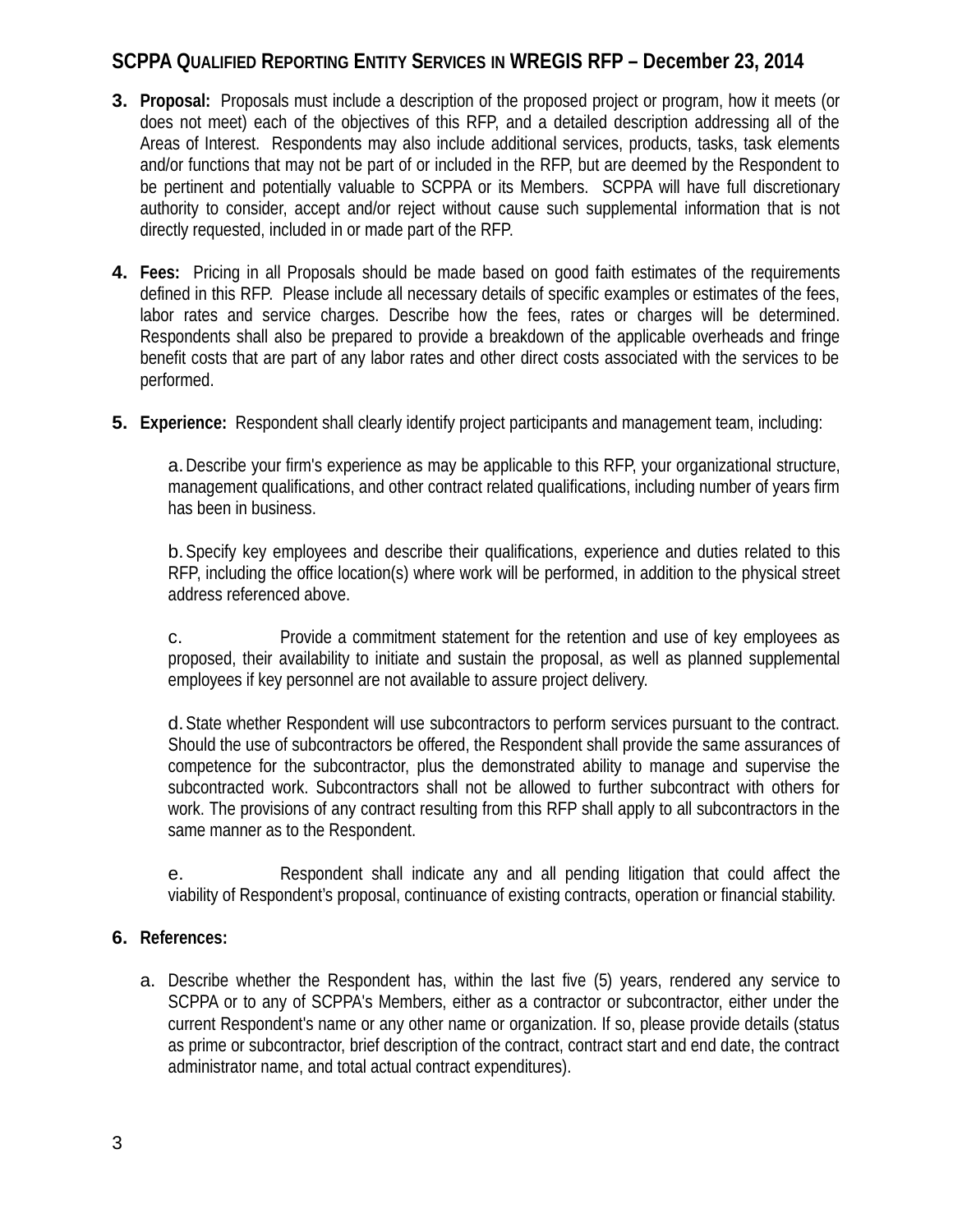3. **Proposal:** Proposals must include a description of the proposed project or program, how it meets (or does not meet) each of the objectives of this RFP, and a detailed description addressing all of the Areas of Interest. Respondents may also include additional services, products, tasks, task elements and/or functions that may not be part of or included in the RFP, but are deemed by the Respondent to be pertinent and potentially valuable to SCPPA or its Members. SCPPA will have full discretionary authority to consider, accept and/or reject without cause such supplemental information that is not directly requested, included in or made part of the RFP.

4. **Fees:** Pricing in all Proposals should be made based on good faith estimates of the requirements defined in this RFP. Please include all necessary details of specific examples or estimates of the fees, labor rates and service charges. Describe how the fees, rates or charges will be determined. Respondents shall also be prepared to provide a breakdown of the applicable overheads and fringe benefit costs that are part of any labor rates and other direct costs associated with the services to be performed.

5. **Experience:** Respondent shall clearly identify project participants and management team, including:

   a. Describe your firm's experience as may be applicable to this RFP, your organizational structure, management qualifications, and other contract related qualifications, including number of years firm has been in business.

   b. Specify key employees and describe their qualifications, experience and duties related to this RFP, including the office location(s) where work will be performed, in addition to the physical street address referenced above.

   c. Provide a commitment statement for the retention and use of key employees as proposed, their availability to initiate and sustain the proposal, as well as planned supplemental employees if key personnel are not available to assure project delivery.

   d. State whether Respondent will use subcontractors to perform services pursuant to the contract. Should the use of subcontractors be offered, the Respondent shall provide the same assurances of competence for the subcontractor, plus the demonstrated ability to manage and supervise the subcontracted work. Subcontractors shall not be allowed to further subcontract with others for work. The provisions of any contract resulting from this RFP shall apply to all subcontractors in the same manner as to the Respondent.

   e. Respondent shall indicate any and all pending litigation that could affect the viability of Respondent's proposal, continuance of existing contracts, operation or financial stability.

6. **References:**

   a. Describe whether the Respondent has, within the last five (5) years, rendered any service to SCPPA or to any of SCPPA's Members, either as a contractor or subcontractor, either under the current Respondent's name or any other name or organization. If so, please provide details (status as prime or subcontractor, brief description of the contract, contract start and end date, the contract administrator name, and total actual contract expenditures).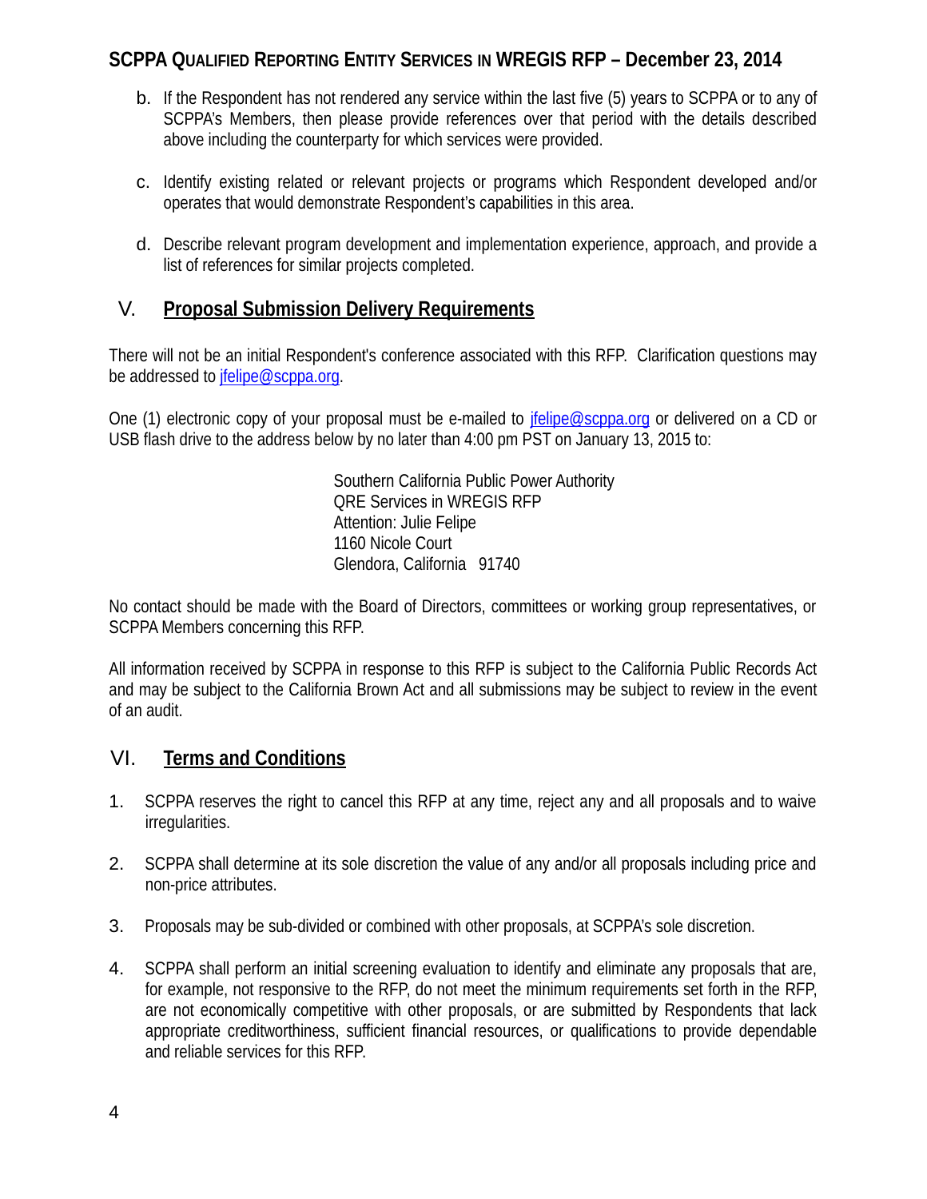b. If the Respondent has not rendered any service within the last five (5) years to SCPPA or to any of SCPPA's Members, then please provide references over that period with the details described above including the counterparty for which services were provided.

c. Identify existing related or relevant projects or programs which Respondent developed and/or operates that would demonstrate Respondent's capabilities in this area.

d. Describe relevant program development and implementation experience, approach, and provide a list of references for similar projects completed.

## V. Proposal Submission Delivery Requirements

There will not be an initial Respondent's conference associated with this RFP. Clarification questions may be addressed to jfelipe@scppa.org.

One (1) electronic copy of your proposal must be e-mailed to jfelipe@scppa.org or delivered on a CD or USB flash drive to the address below by no later than 4:00 pm PST on January 13, 2015 to:

Southern California Public Power Authority
QRE Services in WREGIS RFP
Attention: Julie Felipe
1160 Nicole Court
Glendora, California 91740

No contact should be made with the Board of Directors, committees or working group representatives, or SCPPA Members concerning this RFP.

All information received by SCPPA in response to this RFP is subject to the California Public Records Act and may be subject to the California Brown Act and all submissions may be subject to review in the event of an audit.

## VI. Terms and Conditions

1. SCPPA reserves the right to cancel this RFP at any time, reject any and all proposals and to waive irregularities.

2. SCPPA shall determine at its sole discretion the value of any and/or all proposals including price and non-price attributes.

3. Proposals may be sub-divided or combined with other proposals, at SCPPA's sole discretion.

4. SCPPA shall perform an initial screening evaluation to identify and eliminate any proposals that are, for example, not responsive to the RFP, do not meet the minimum requirements set forth in the RFP, are not economically competitive with other proposals, or are submitted by Respondents that lack appropriate creditworthiness, sufficient financial resources, or qualifications to provide dependable and reliable services for this RFP.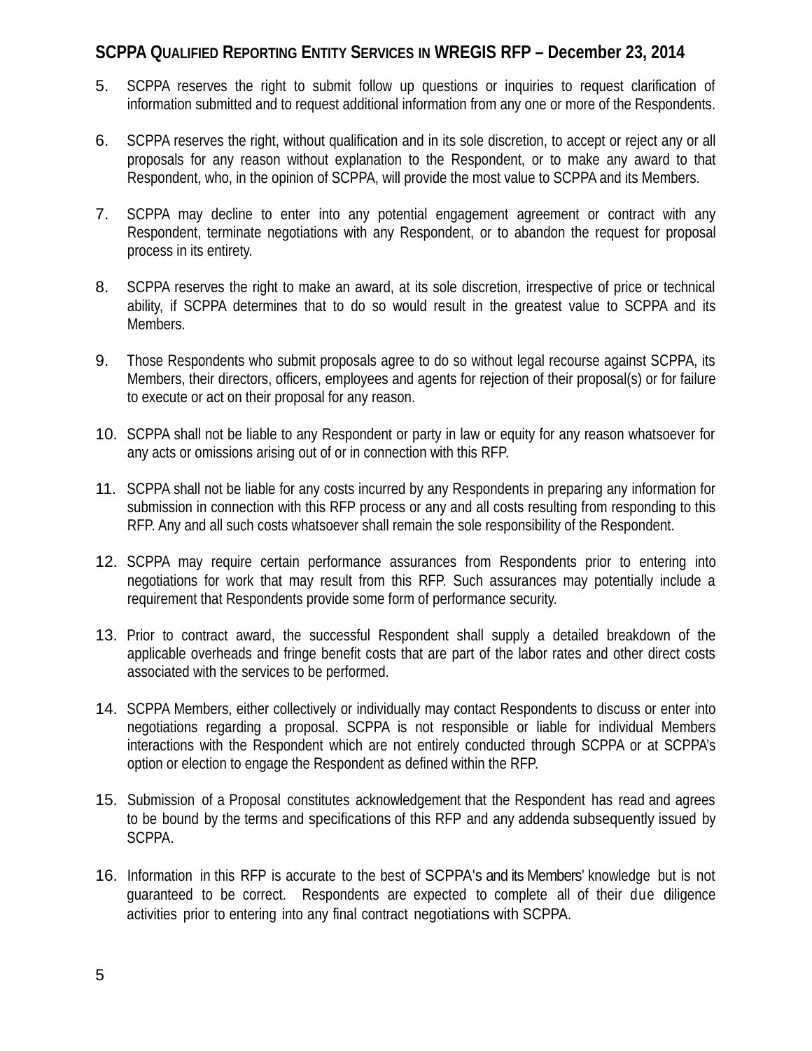5. SCPPA reserves the right to submit follow up questions or inquiries to request clarification of information submitted and to request additional information from any one or more of the Respondents.

6. SCPPA reserves the right, without qualification and in its sole discretion, to accept or reject any or all proposals for any reason without explanation to the Respondent, or to make any award to that Respondent, who, in the opinion of SCPPA, will provide the most value to SCPPA and its Members.

7. SCPPA may decline to enter into any potential engagement agreement or contract with any Respondent, terminate negotiations with any Respondent, or to abandon the request for proposal process in its entirety.

8. SCPPA reserves the right to make an award, at its sole discretion, irrespective of price or technical ability, if SCPPA determines that to do so would result in the greatest value to SCPPA and its Members.

9. Those Respondents who submit proposals agree to do so without legal recourse against SCPPA, its Members, their directors, officers, employees and agents for rejection of their proposal(s) or for failure to execute or act on their proposal for any reason.

10. SCPPA shall not be liable to any Respondent or party in law or equity for any reason whatsoever for any acts or omissions arising out of or in connection with this RFP.

11. SCPPA shall not be liable for any costs incurred by any Respondents in preparing any information for submission in connection with this RFP process or any and all costs resulting from responding to this RFP. Any and all such costs whatsoever shall remain the sole responsibility of the Respondent.

12. SCPPA may require certain performance assurances from Respondents prior to entering into negotiations for work that may result from this RFP. Such assurances may potentially include a requirement that Respondents provide some form of performance security.

13. Prior to contract award, the successful Respondent shall supply a detailed breakdown of the applicable overheads and fringe benefit costs that are part of the labor rates and other direct costs associated with the services to be performed.

14. SCPPA Members, either collectively or individually may contact Respondents to discuss or enter into negotiations regarding a proposal. SCPPA is not responsible or liable for individual Members interactions with the Respondent which are not entirely conducted through SCPPA or at SCPPA's option or election to engage the Respondent as defined within the RFP.

15. Submission of a Proposal constitutes acknowledgement that the Respondent has read and agrees to be bound by the terms and specifications of this RFP and any addenda subsequently issued by SCPPA.

16. Information in this RFP is accurate to the best of SCPPA's and its Members' knowledge but is not guaranteed to be correct. Respondents are expected to complete all of their due diligence activities prior to entering into any final contract negotiations with SCPPA.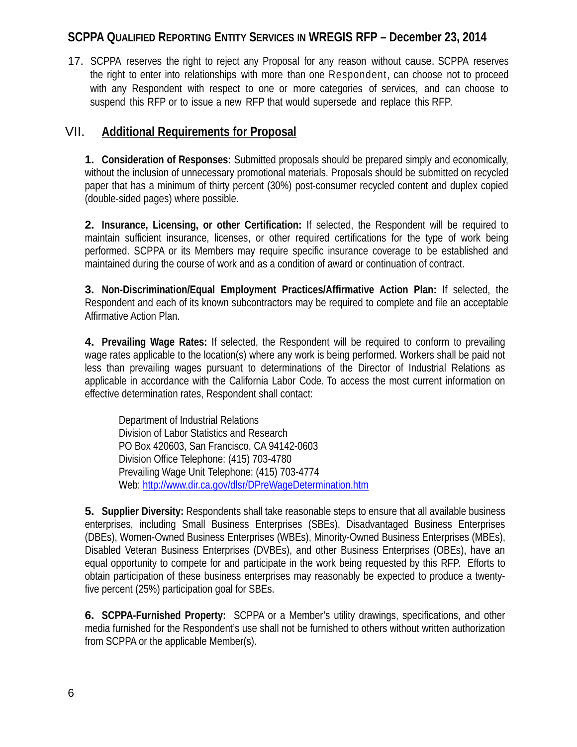17. SCPPA reserves the right to reject any Proposal for any reason without cause. SCPPA reserves the right to enter into relationships with more than one Respondent, can choose not to proceed with any Respondent with respect to one or more categories of services, and can choose to suspend this RFP or to issue a new RFP that would supersede and replace this RFP.

## VII. Additional Requirements for Proposal

**1. Consideration of Responses:** Submitted proposals should be prepared simply and economically, without the inclusion of unnecessary promotional materials. Proposals should be submitted on recycled paper that has a minimum of thirty percent (30%) post-consumer recycled content and duplex copied (double-sided pages) where possible.

**2. Insurance, Licensing, or other Certification:** If selected, the Respondent will be required to maintain sufficient insurance, licenses, or other required certifications for the type of work being performed. SCPPA or its Members may require specific insurance coverage to be established and maintained during the course of work and as a condition of award or continuation of contract.

**3. Non-Discrimination/Equal Employment Practices/Affirmative Action Plan:** If selected, the Respondent and each of its known subcontractors may be required to complete and file an acceptable Affirmative Action Plan.

**4. Prevailing Wage Rates:** If selected, the Respondent will be required to conform to prevailing wage rates applicable to the location(s) where any work is being performed. Workers shall be paid not less than prevailing wages pursuant to determinations of the Director of Industrial Relations as applicable in accordance with the California Labor Code. To access the most current information on effective determination rates, Respondent shall contact:

Department of Industrial Relations
Division of Labor Statistics and Research
PO Box 420603, San Francisco, CA 94142-0603
Division Office Telephone: (415) 703-4780
Prevailing Wage Unit Telephone: (415) 703-4774
Web: [http://www.dir.ca.gov/dlsr/DPreWageDetermination.htm](http://www.dir.ca.gov/dlsr/DPreWageDetermination.htm)

**5. Supplier Diversity:** Respondents shall take reasonable steps to ensure that all available business enterprises, including Small Business Enterprises (SBEs), Disadvantaged Business Enterprises (DBEs), Women-Owned Business Enterprises (WBEs), Minority-Owned Business Enterprises (MBEs), Disabled Veteran Business Enterprises (DVBEs), and other Business Enterprises (OBEs), have an equal opportunity to compete for and participate in the work being requested by this RFP. Efforts to obtain participation of these business enterprises may reasonably be expected to produce a twenty-five percent (25%) participation goal for SBEs.

**6. SCPPA-Furnished Property:** SCPPA or a Member's utility drawings, specifications, and other media furnished for the Respondent's use shall not be furnished to others without written authorization from SCPPA or the applicable Member(s).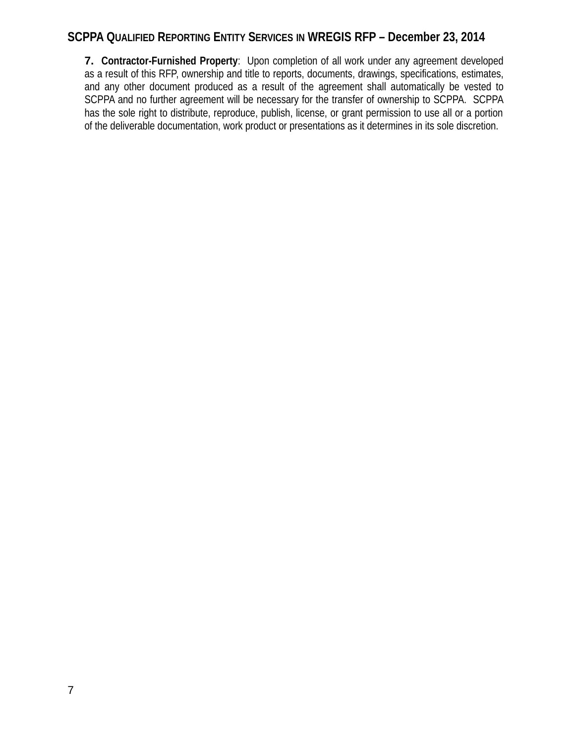7. **Contractor-Furnished Property**: Upon completion of all work under any agreement developed as a result of this RFP, ownership and title to reports, documents, drawings, specifications, estimates, and any other document produced as a result of the agreement shall automatically be vested to SCPPA and no further agreement will be necessary for the transfer of ownership to SCPPA. SCPPA has the sole right to distribute, reproduce, publish, license, or grant permission to use all or a portion of the deliverable documentation, work product or presentations as it determines in its sole discretion.